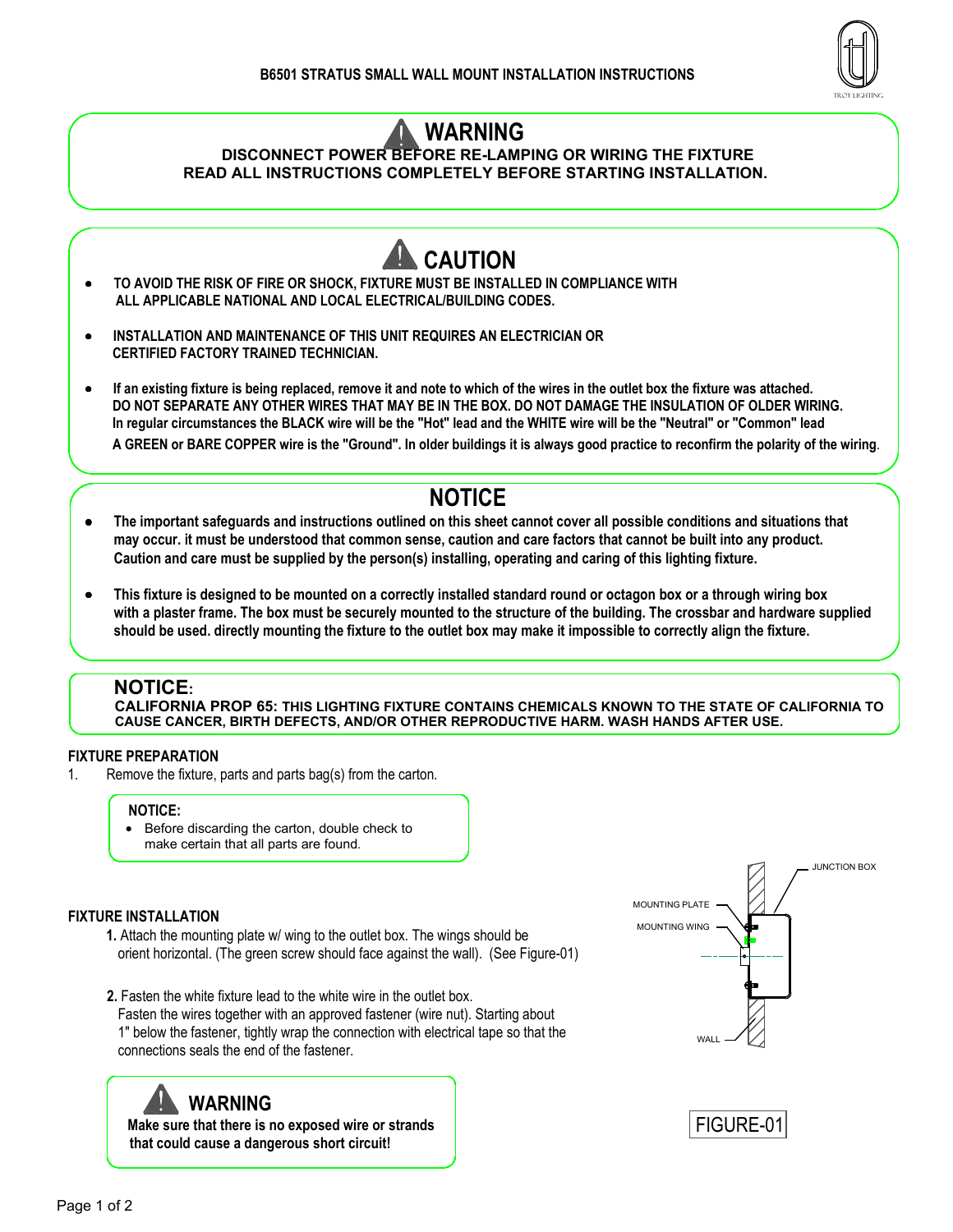# B6501 STRATUS SMALL WALL MOUNT INSTALLATION INSTRUCTIONS

## WARNING

**DISCONNECT POWER BEFORE RE-LAMPING OR WIRING THE FIXTURE**
**READ ALL INSTRUCTIONS COMPLETELY BEFORE STARTING INSTALLATION.**

## CAUTION

- **TO AVOID THE RISK OF FIRE OR SHOCK, FIXTURE MUST BE INSTALLED IN COMPLIANCE WITH ALL APPLICABLE NATIONAL AND LOCAL ELECTRICAL/BUILDING CODES.**
- **INSTALLATION AND MAINTENANCE OF THIS UNIT REQUIRES AN ELECTRICIAN OR CERTIFIED FACTORY TRAINED TECHNICIAN.**
- **If an existing fixture is being replaced, remove it and note to which of the wires in the outlet box the fixture was attached. DO NOT SEPARATE ANY OTHER WIRES THAT MAY BE IN THE BOX. DO NOT DAMAGE THE INSULATION OF OLDER WIRING. In regular circumstances the BLACK wire will be the "Hot" lead and the WHITE wire will be the "Neutral" or "Common" lead A GREEN or BARE COPPER wire is the "Ground". In older buildings it is always good practice to reconfirm the polarity of the wiring.**

## NOTICE

- **The important safeguards and instructions outlined on this sheet cannot cover all possible conditions and situations that may occur. it must be understood that common sense, caution and care factors that cannot be built into any product. Caution and care must be supplied by the person(s) installing, operating and caring of this lighting fixture.**
- **This fixture is designed to be mounted on a correctly installed standard round or octagon box or a through wiring box with a plaster frame. The box must be securely mounted to the structure of the building. The crossbar and hardware supplied should be used. directly mounting the fixture to the outlet box may make it impossible to correctly align the fixture.**

**NOTICE:**
**CALIFORNIA PROP 65: THIS LIGHTING FIXTURE CONTAINS CHEMICALS KNOWN TO THE STATE OF CALIFORNIA TO CAUSE CANCER, BIRTH DEFECTS, AND/OR OTHER REPRODUCTIVE HARM. WASH HANDS AFTER USE.**

### FIXTURE PREPARATION

1. Remove the fixture, parts and parts bag(s) from the carton.

**NOTICE:**
- Before discarding the carton, double check to make certain that all parts are found.

### FIXTURE INSTALLATION

**1.** Attach the mounting plate w/ wing to the outlet box. The wings should be orient horizontal. (The green screw should face against the wall). (See Figure-01)

**2.** Fasten the white fixture lead to the white wire in the outlet box. Fasten the wires together with an approved fastener (wire nut). Starting about 1" below the fastener, tightly wrap the connection with electrical tape so that the connections seals the end of the fastener.

**WARNING**
**Make sure that there is no exposed wire or strands that could cause a dangerous short circuit!**

JUNCTION BOX
MOUNTING PLATE
MOUNTING WING
WALL

FIGURE-01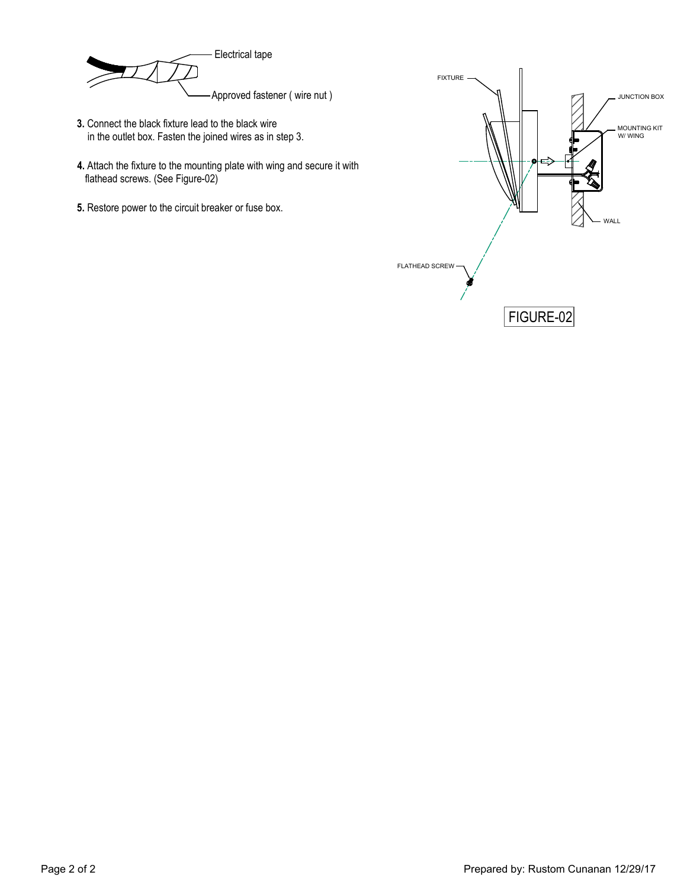Electrical tape

Approved fastener ( wire nut )

**3.** Connect the black fixture lead to the black wire in the outlet box. Fasten the joined wires as in step 3.

**4.** Attach the fixture to the mounting plate with wing and secure it with flathead screws. (See Figure-02)

**5.** Restore power to the circuit breaker or fuse box.

FIXTURE

JUNCTION BOX

MOUNTING KIT W/ WING

WALL

FLATHEAD SCREW

FIGURE-02

Prepared by: Rustom Cunanan 12/29/17